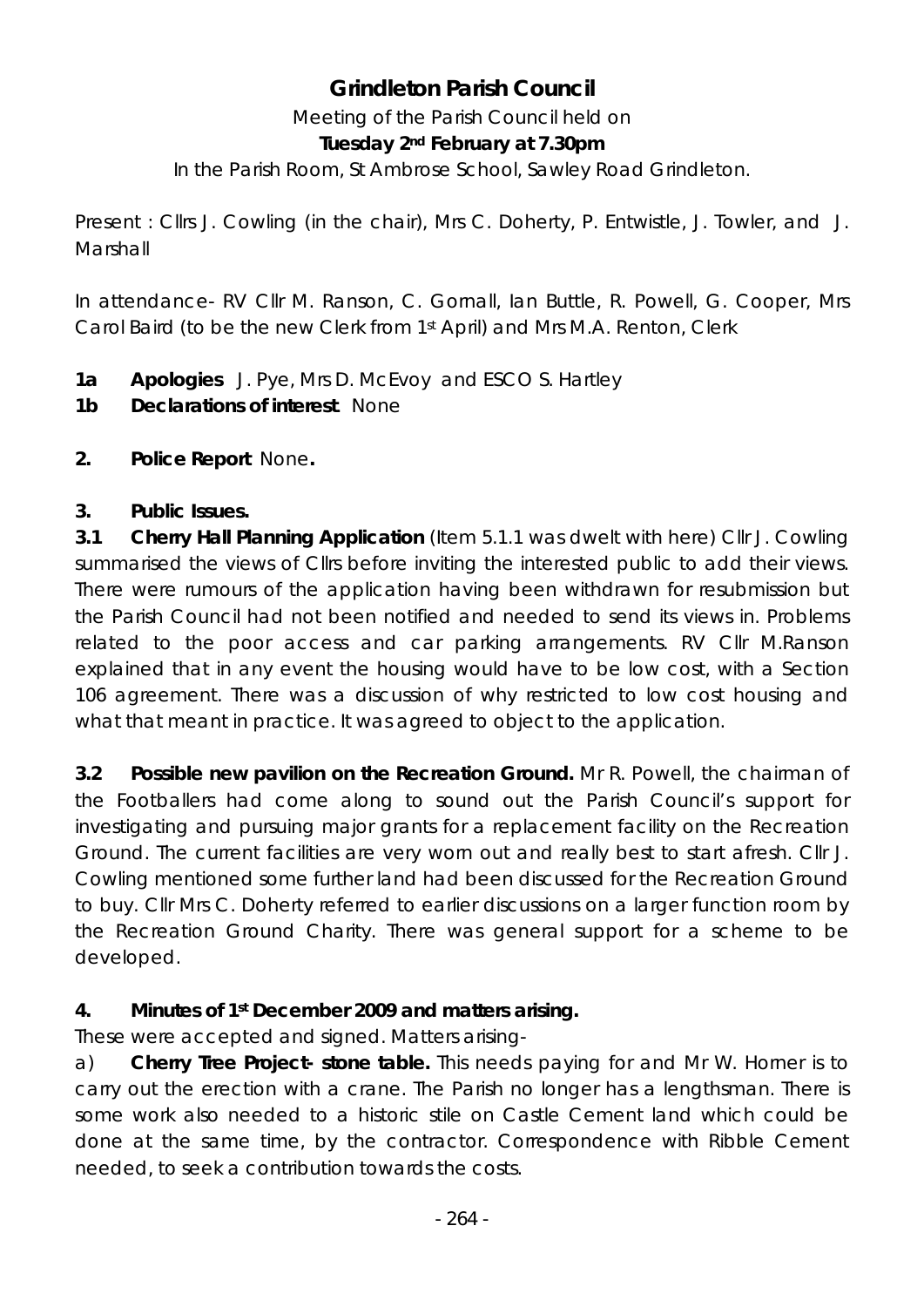# Grindleton Parish Council

Meeting of the Parish Council held on

**Tuesday 2nd February at 7.30pm**

In the Parish Room, St Ambrose School, Sawley Road Grindleton.

Present : Cllrs J. Cowling (in the chair), Mrs C. Doherty, P. Entwistle, J. Towler, and J. Marshall

In attendance- RV Cllr M. Ranson, C. Gornall, Ian Buttle, R. Powell, G. Cooper, Mrs Carol Baird (to be the new Clerk from 1st April) and Mrs M.A. Renton, Clerk

**1a Apologies** J. Pye, Mrs D. McEvoy and ESCO S. Hartley

**1b Declarations of interest** None

**2. Police Report** None**.**

**3. Public Issues.**

**3.1 Cherry Hall Planning Application** (Item 5.1.1 was dwelt with here) Cllr J. Cowling summarised the views of Cllrs before inviting the interested public to add their views. There were rumours of the application having been withdrawn for resubmission but the Parish Council had not been notified and needed to send its views in. Problems related to the poor access and car parking arrangements. RV Cllr M.Ranson explained that in any event the housing would have to be low cost, with a Section 106 agreement. There was a discussion of why restricted to low cost housing and what that meant in practice. It was agreed to object to the application.

**3.2 Possible new pavilion on the Recreation Ground.** Mr R. Powell, the chairman of the Footballers had come along to sound out the Parish Council's support for investigating and pursuing major grants for a replacement facility on the Recreation Ground. The current facilities are very worn out and really best to start afresh. Cllr J. Cowling mentioned some further land had been discussed for the Recreation Ground to buy. Cllr Mrs C. Doherty referred to earlier discussions on a larger function room by the Recreation Ground Charity. There was general support for a scheme to be developed.

**4. Minutes of 1st December 2009 and matters arising.**

These were accepted and signed. Matters arising-

a) **Cherry Tree Project- stone table.** This needs paying for and Mr W. Horner is to carry out the erection with a crane. The Parish no longer has a lengthsman. There is some work also needed to a historic stile on Castle Cement land which could be done at the same time, by the contractor. Correspondence with Ribble Cement needed, to seek a contribution towards the costs.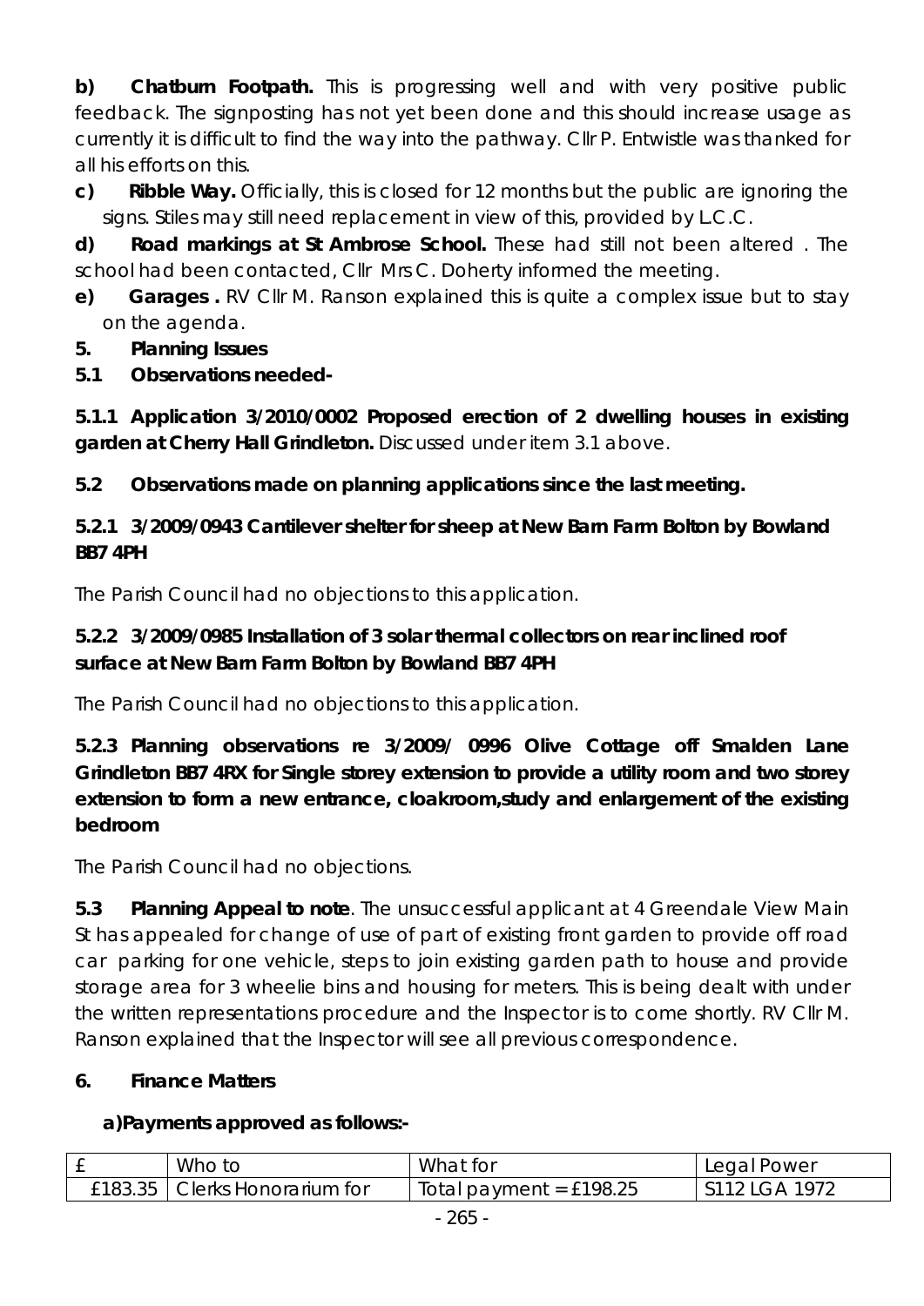**b) Chatburn Footpath.** This is progressing well and with very positive public feedback. The signposting has not yet been done and this should increase usage as currently it is difficult to find the way into the pathway. Cllr P. Entwistle was thanked for all his efforts on this.

**c) Ribble Way.** Officially, this is closed for 12 months but the public are ignoring the signs. Stiles may still need replacement in view of this, provided by L.C.C.

**d) Road markings at St Ambrose School.** These had still not been altered . The school had been contacted, Cllr Mrs C. Doherty informed the meeting.

**e) Garages .** RV Cllr M. Ranson explained this is quite a complex issue but to stay on the agenda.

**5. Planning Issues**

**5.1 Observations needed-**

**5.1.1 Application 3/2010/0002 Proposed erection of 2 dwelling houses in existing garden at Cherry Hall Grindleton.** Discussed under item 3.1 above.

**5.2 Observations made on planning applications since the last meeting.**

**5.2.1 3/2009/0943 Cantilever shelter for sheep at New Barn Farm Bolton by Bowland BB7 4PH**

The Parish Council had no objections to this application.

**5.2.2 3/2009/0985 Installation of 3 solar thermal collectors on rear inclined roof surface at New Barn Farm Bolton by Bowland BB7 4PH**

The Parish Council had no objections to this application.

**5.2.3 Planning observations re 3/2009/ 0996 Olive Cottage off Smalden Lane Grindleton BB7 4RX for Single storey extension to provide a utility room and two storey extension to form a new entrance, cloakroom,study and enlargement of the existing bedroom**

The Parish Council had no objections.

**5.3 Planning Appeal to note**. The unsuccessful applicant at 4 Greendale View Main St has appealed for change of use of part of existing front garden to provide off road car parking for one vehicle, steps to join existing garden path to house and provide storage area for 3 wheelie bins and housing for meters. This is being dealt with under the written representations procedure and the Inspector is to come shortly. RV Cllr M. Ranson explained that the Inspector will see all previous correspondence.

**6. Finance Matters**

**a)Payments approved as follows:-**

| £ | Who to | What for | Legal Power |
|---|---|---|---|
| £183.35 | Clerks Honorarium for | Total payment = £198.25 | S112 LGA 1972 |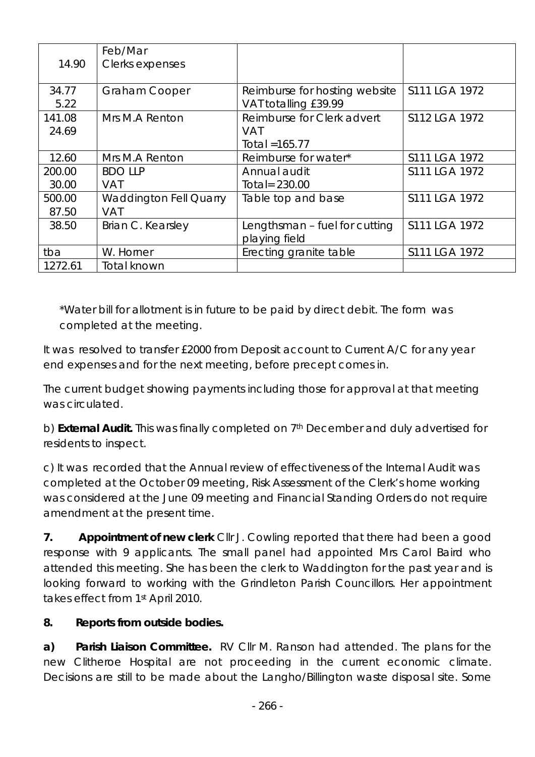| | | | |
|---|---|---|---|
| 14.90 | Feb/Mar<br>Clerks expenses | | |
| 34.77<br>5.22 | Graham Cooper | Reimburse for hosting website<br>VAT totalling £39.99 | S111 LGA 1972 |
| 141.08<br>24.69 | Mrs M.A Renton | Reimburse for Clerk advert<br>VAT<br>Total =165.77 | S112 LGA 1972 |
| 12.60 | Mrs M.A Renton | Reimburse for water* | S111 LGA 1972 |
| 200.00<br>30.00 | BDO LLP<br>VAT | Annual audit<br>Total= 230.00 | S111 LGA 1972 |
| 500.00<br>87.50 | Waddington Fell Quarry<br>VAT | Table top and base | S111 LGA 1972 |
| 38.50 | Brian C. Kearsley | Lengthsman – fuel for cutting playing field | S111 LGA 1972 |
| tba | W. Horner | Erecting granite table | S111 LGA 1972 |
| 1272.61 | Total known | | |

*Water bill for allotment is in future to be paid by direct debit. The form was completed at the meeting.

It was resolved to transfer £2000 from Deposit account to Current A/C for any year end expenses and for the next meeting, before precept comes in.

The current budget showing payments including those for approval at that meeting was circulated.

b) **External Audit.** This was finally completed on 7th December and duly advertised for residents to inspect.

c) It was recorded that the Annual review of effectiveness of the Internal Audit was completed at the October 09 meeting, Risk Assessment of the Clerk's home working was considered at the June 09 meeting and Financial Standing Orders do not require amendment at the present time.

**7. Appointment of new clerk** Cllr J. Cowling reported that there had been a good response with 9 applicants. The small panel had appointed Mrs Carol Baird who attended this meeting. She has been the clerk to Waddington for the past year and is looking forward to working with the Grindleton Parish Councillors. Her appointment takes effect from 1st April 2010.

**8. Reports from outside bodies.**

**a) Parish Liaison Committee.** RV Cllr M. Ranson had attended. The plans for the new Clitheroe Hospital are not proceeding in the current economic climate. Decisions are still to be made about the Langho/Billington waste disposal site. Some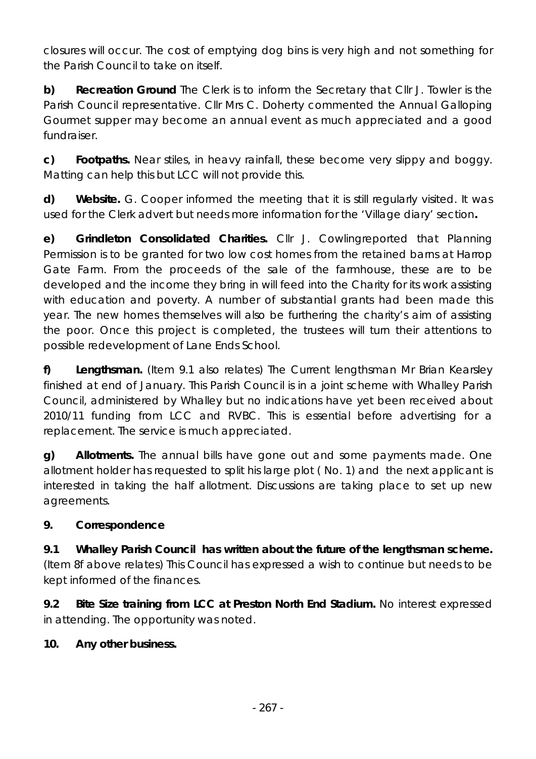closures will occur. The cost of emptying dog bins is very high and not something for the Parish Council to take on itself.

**b) Recreation Ground** The Clerk is to inform the Secretary that Cllr J. Towler is the Parish Council representative. Cllr Mrs C. Doherty commented the Annual Galloping Gourmet supper may become an annual event as much appreciated and a good fundraiser.

**c) Footpaths.** Near stiles, in heavy rainfall, these become very slippy and boggy. Matting can help this but LCC will not provide this.

**d) Website.** G. Cooper informed the meeting that it is still regularly visited. It was used for the Clerk advert but needs more information for the 'Village diary' section**.**

**e) Grindleton Consolidated Charities.** Cllr J. Cowlingreported that Planning Permission is to be granted for two low cost homes from the retained barns at Harrop Gate Farm. From the proceeds of the sale of the farmhouse, these are to be developed and the income they bring in will feed into the Charity for its work assisting with education and poverty. A number of substantial grants had been made this year. The new homes themselves will also be furthering the charity's aim of assisting the poor. Once this project is completed, the trustees will turn their attentions to possible redevelopment of Lane Ends School.

**f) Lengthsman.** (Item 9.1 also relates) The Current lengthsman Mr Brian Kearsley finished at end of January. This Parish Council is in a joint scheme with Whalley Parish Council, administered by Whalley but no indications have yet been received about 2010/11 funding from LCC and RVBC. This is essential before advertising for a replacement. The service is much appreciated.

**g) Allotments.** The annual bills have gone out and some payments made. One allotment holder has requested to split his large plot ( No. 1) and the next applicant is interested in taking the half allotment. Discussions are taking place to set up new agreements.

**9. Correspondence**

**9.1 Whalley Parish Council has written about the future of the lengthsman scheme.** (Item 8f above relates) This Council has expressed a wish to continue but needs to be kept informed of the finances.

**9.2 Bite Size training from LCC at Preston North End Stadium.** No interest expressed in attending. The opportunity was noted.

**10. Any other business.**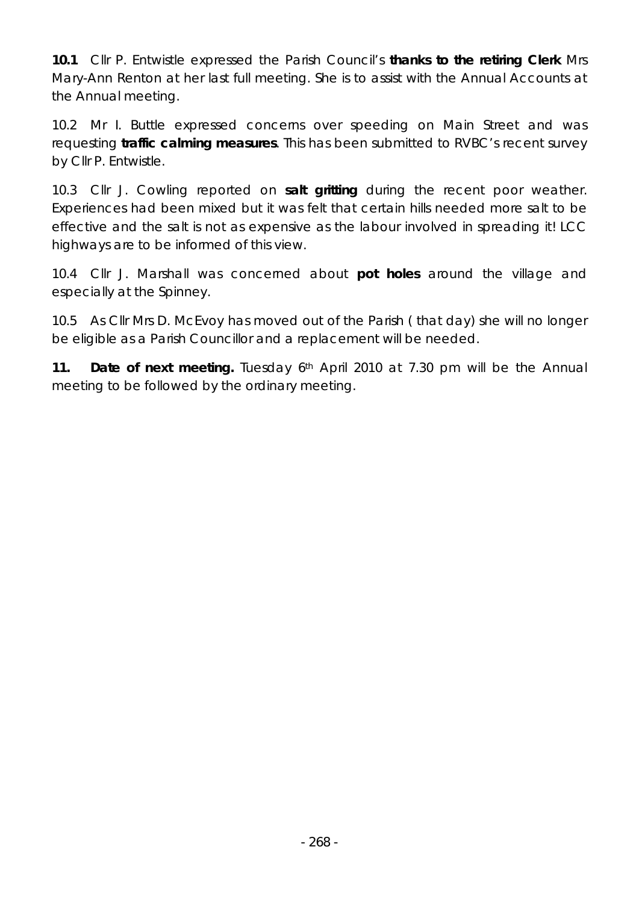**10.1** Cllr P. Entwistle expressed the Parish Council's **thanks to the retiring Clerk** Mrs Mary-Ann Renton at her last full meeting. She is to assist with the Annual Accounts at the Annual meeting.

10.2 Mr I. Buttle expressed concerns over speeding on Main Street and was requesting **traffic calming measures**. This has been submitted to RVBC's recent survey by Cllr P. Entwistle.

10.3 Cllr J. Cowling reported on **salt gritting** during the recent poor weather. Experiences had been mixed but it was felt that certain hills needed more salt to be effective and the salt is not as expensive as the labour involved in spreading it! LCC highways are to be informed of this view.

10.4 Cllr J. Marshall was concerned about **pot holes** around the village and especially at the Spinney.

10.5 As Cllr Mrs D. McEvoy has moved out of the Parish ( that day) she will no longer be eligible as a Parish Councillor and a replacement will be needed.

**11. Date of next meeting.** Tuesday 6th April 2010 at 7.30 pm will be the Annual meeting to be followed by the ordinary meeting.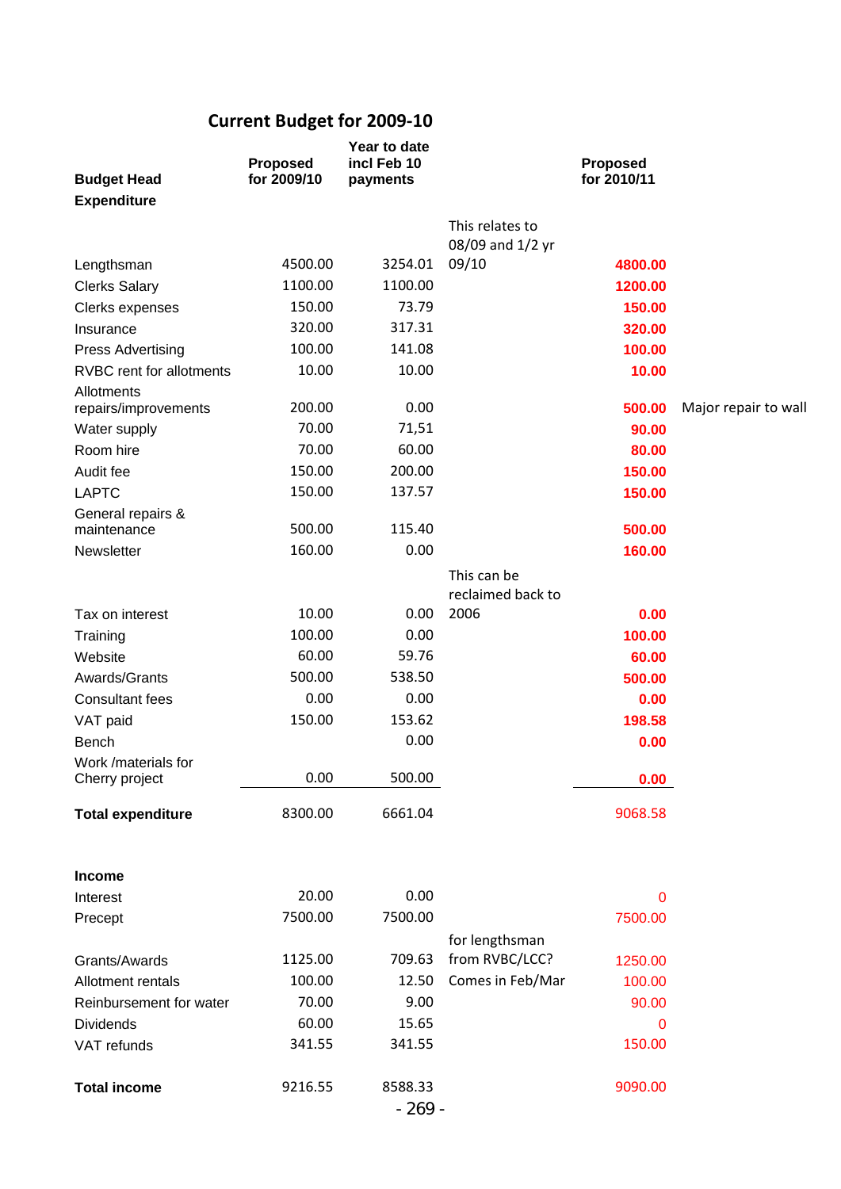## Current Budget for 2009-10

| Budget Head | Proposed for 2009/10 | Year to date incl Feb 10 payments | | Proposed for 2010/11 | |
|---|---|---|---|---|---|
| **Expenditure** | | | | | |
| Lengthsman | 4500.00 | 3254.01 | This relates to 08/09 and 1/2 yr 09/10 | **4800.00** | |
| Clerks Salary | 1100.00 | 1100.00 | | **1200.00** | |
| Clerks expenses | 150.00 | 73.79 | | **150.00** | |
| Insurance | 320.00 | 317.31 | | **320.00** | |
| Press Advertising | 100.00 | 141.08 | | **100.00** | |
| RVBC rent for allotments | 10.00 | 10.00 | | **10.00** | |
| Allotments repairs/improvements | 200.00 | 0.00 | | **500.00** | Major repair to wall |
| Water supply | 70.00 | 71,51 | | **90.00** | |
| Room hire | 70.00 | 60.00 | | **80.00** | |
| Audit fee | 150.00 | 200.00 | | **150.00** | |
| LAPTC | 150.00 | 137.57 | | **150.00** | |
| General repairs & maintenance | 500.00 | 115.40 | | **500.00** | |
| Newsletter | 160.00 | 0.00 | | **160.00** | |
| Tax on interest | 10.00 | 0.00 | This can be reclaimed back to 2006 | **0.00** | |
| Training | 100.00 | 0.00 | | **100.00** | |
| Website | 60.00 | 59.76 | | **60.00** | |
| Awards/Grants | 500.00 | 538.50 | | **500.00** | |
| Consultant fees | 0.00 | 0.00 | | **0.00** | |
| VAT paid | 150.00 | 153.62 | | **198.58** | |
| Bench | | 0.00 | | **0.00** | |
| Work /materials for Cherry project | 0.00 | 500.00 | | **0.00** | |
| **Total expenditure** | 8300.00 | 6661.04 | | 9068.58 | |
| | | | | | |
| **Income** | | | | | |
| Interest | 20.00 | 0.00 | | 0 | |
| Precept | 7500.00 | 7500.00 | | 7500.00 | |
| Grants/Awards | 1125.00 | 709.63 | for lengthsman from RVBC/LCC? | 1250.00 | |
| Allotment rentals | 100.00 | 12.50 | Comes in Feb/Mar | 100.00 | |
| Reinbursement for water | 70.00 | 9.00 | | 90.00 | |
| Dividends | 60.00 | 15.65 | | 0 | |
| VAT refunds | 341.55 | 341.55 | | 150.00 | |
| **Total income** | 9216.55 | 8588.33 | | 9090.00 | |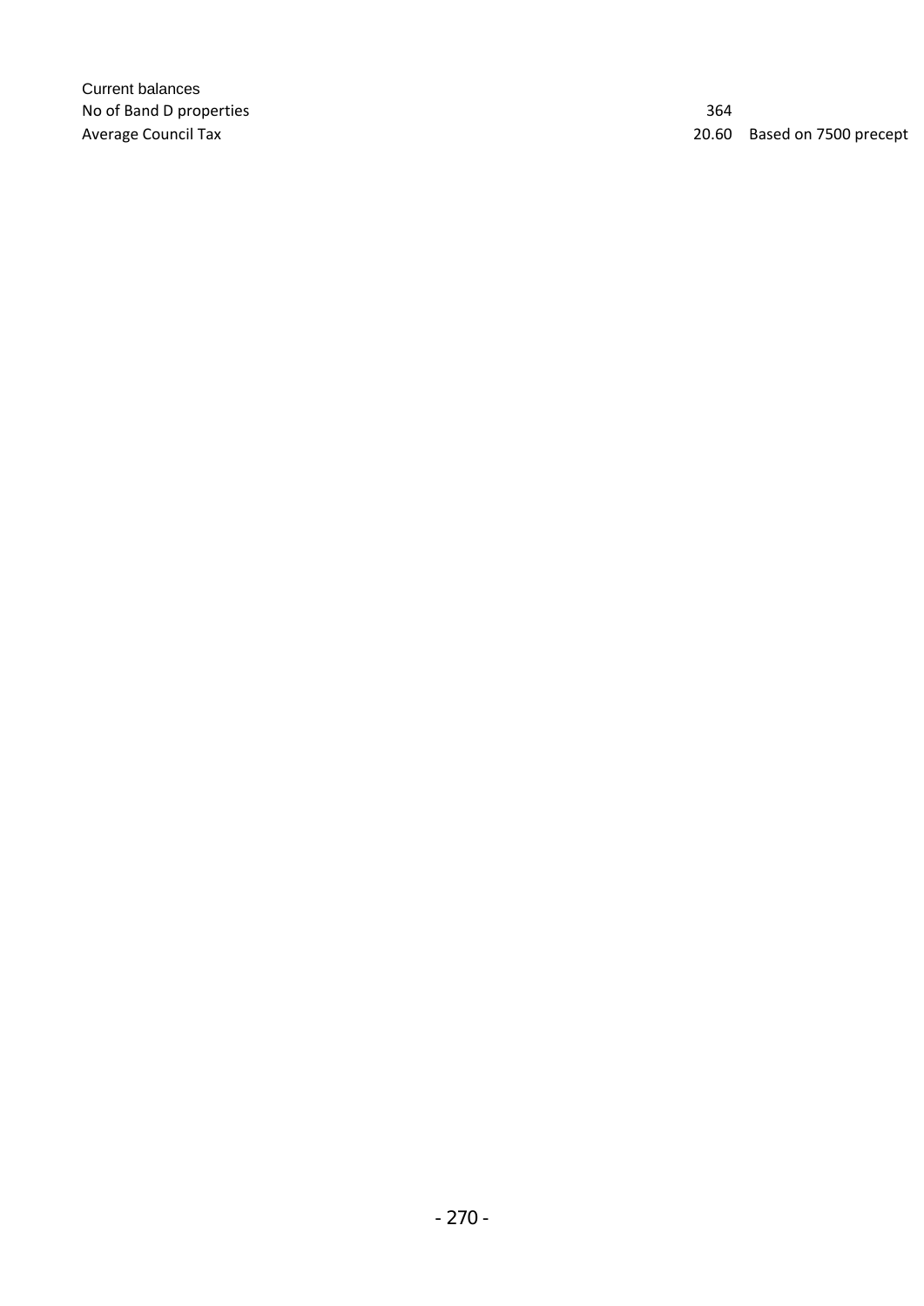Current balances

| | | |
|---|---|---|
| No of Band D properties | 364 | |
| Average Council Tax | 20.60 | Based on 7500 precept |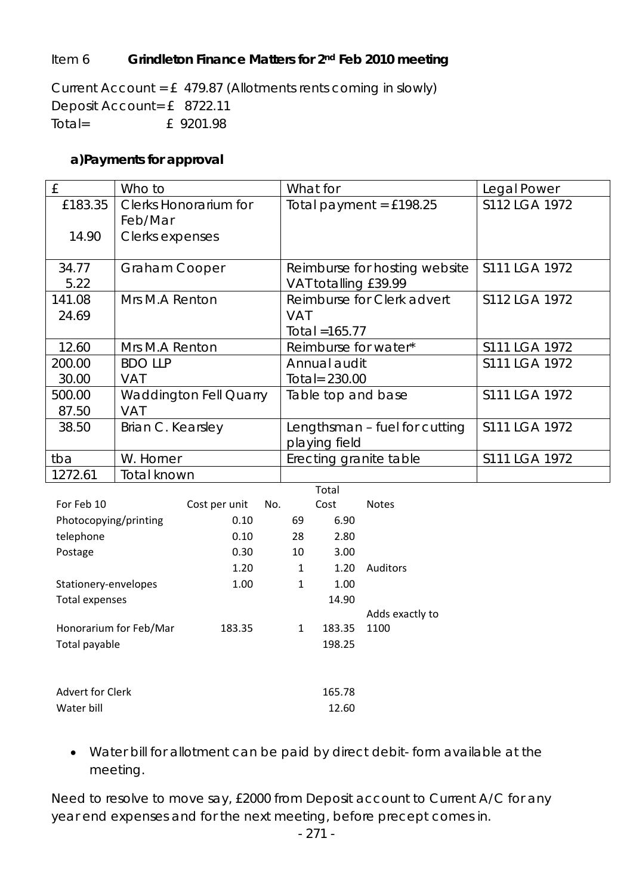Item 6 **Grindleton Finance Matters for 2nd Feb 2010 meeting**

Current Account = £ 479.87 (Allotments rents coming in slowly)
Deposit Account= £ 8722.11
Total= £ 9201.98

**a)Payments for approval**

| £ | Who to | What for | Legal Power |
|---|---|---|---|
| £183.35<br>14.90 | Clerks Honorarium for Feb/Mar<br>Clerks expenses | Total payment = £198.25 | S112 LGA 1972 |
| 34.77<br>5.22 | Graham Cooper | Reimburse for hosting website VAT totalling £39.99 | S111 LGA 1972 |
| 141.08<br>24.69 | Mrs M.A Renton | Reimburse for Clerk advert<br>VAT<br>Total =165.77 | S112 LGA 1972 |
| 12.60 | Mrs M.A Renton | Reimburse for water* | S111 LGA 1972 |
| 200.00<br>30.00 | BDO LLP<br>VAT | Annual audit<br>Total= 230.00 | S111 LGA 1972 |
| 500.00<br>87.50 | Waddington Fell Quarry<br>VAT | Table top and base | S111 LGA 1972 |
| 38.50 | Brian C. Kearsley | Lengthsman – fuel for cutting playing field | S111 LGA 1972 |
| tba | W. Horner | Erecting granite table | S111 LGA 1972 |
| 1272.61 | Total known | | |

| For Feb 10 | Cost per unit | No. | Total Cost | Notes |
|---|---|---|---|---|
| Photocopying/printing | 0.10 | 69 | 6.90 | |
| telephone | 0.10 | 28 | 2.80 | |
| Postage | 0.30 | 10 | 3.00 | |
| | 1.20 | 1 | 1.20 | Auditors |
| Stationery-envelopes | 1.00 | 1 | 1.00 | |
| Total expenses | | | 14.90 | |
| Honorarium for Feb/Mar | 183.35 | 1 | 183.35 | Adds exactly to 1100 |
| Total payable | | | 198.25 | |
| | | | | |
| Advert for Clerk | | | 165.78 | |
| Water bill | | | 12.60 | |

- Water bill for allotment can be paid by direct debit- form available at the meeting.

Need to resolve to move say, £2000 from Deposit account to Current A/C for any year end expenses and for the next meeting, before precept comes in.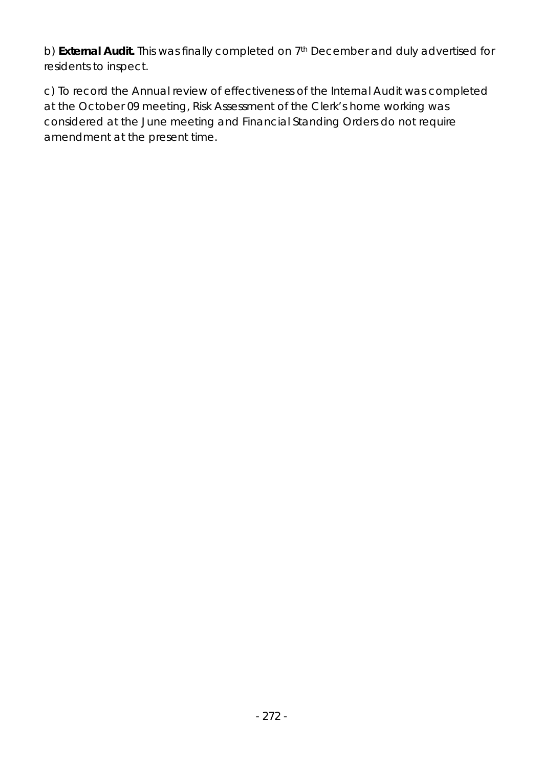b) **External Audit.** This was finally completed on 7th December and duly advertised for residents to inspect.

c) To record the Annual review of effectiveness of the Internal Audit was completed at the October 09 meeting, Risk Assessment of the Clerk's home working was considered at the June meeting and Financial Standing Orders do not require amendment at the present time.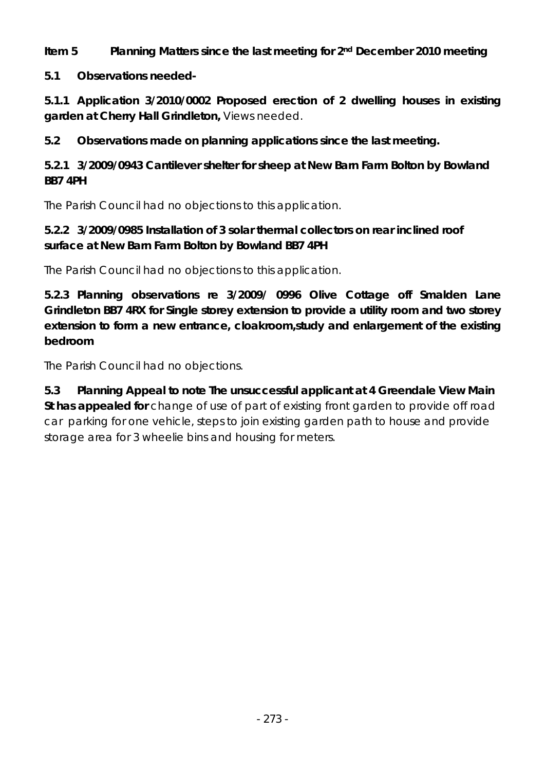**Item 5 Planning Matters since the last meeting for 2nd December 2010 meeting**

**5.1 Observations needed-**

**5.1.1 Application 3/2010/0002 Proposed erection of 2 dwelling houses in existing garden at Cherry Hall Grindleton,** Views needed.

**5.2 Observations made on planning applications since the last meeting.**

**5.2.1 3/2009/0943 Cantilever shelter for sheep at New Barn Farm Bolton by Bowland BB7 4PH**

The Parish Council had no objections to this application.

**5.2.2 3/2009/0985 Installation of 3 solar thermal collectors on rear inclined roof surface at New Barn Farm Bolton by Bowland BB7 4PH**

The Parish Council had no objections to this application.

**5.2.3 Planning observations re 3/2009/ 0996 Olive Cottage off Smalden Lane Grindleton BB7 4RX for Single storey extension to provide a utility room and two storey extension to form a new entrance, cloakroom,study and enlargement of the existing bedroom**

The Parish Council had no objections.

**5.3 Planning Appeal to note The unsuccessful applicant at 4 Greendale View Main St has appealed for** change of use of part of existing front garden to provide off road car parking for one vehicle, steps to join existing garden path to house and provide storage area for 3 wheelie bins and housing for meters.